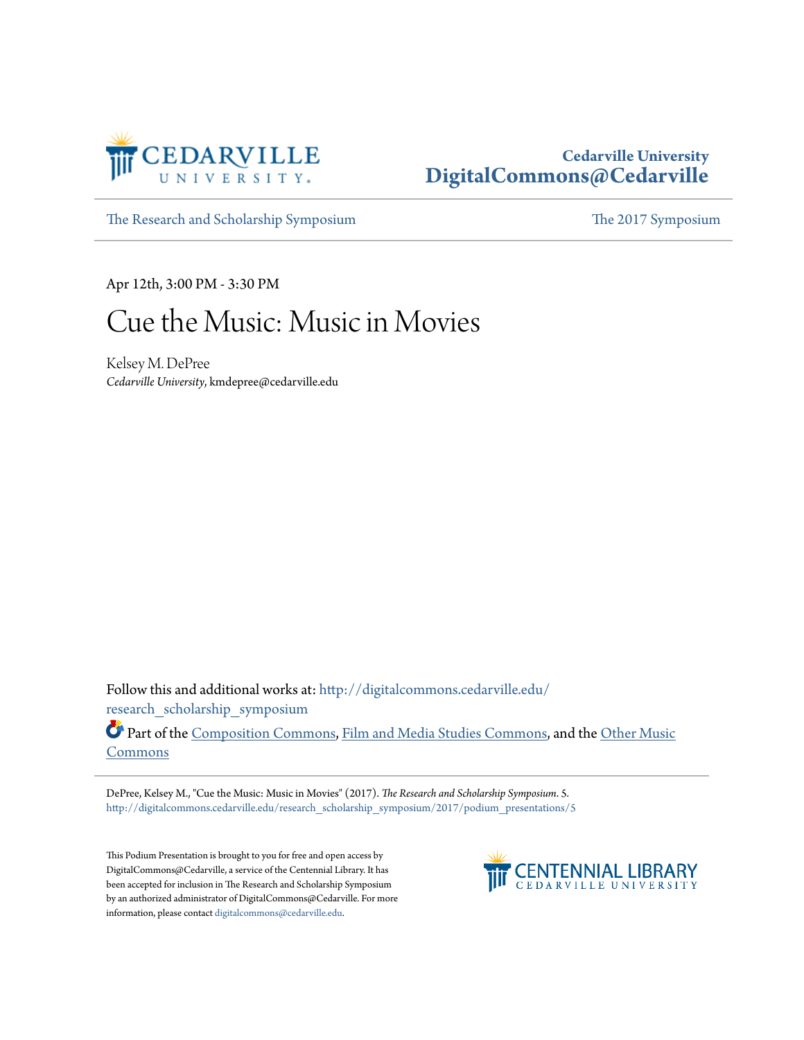Cedarville University
DigitalCommons@Cedarville

The Research and Scholarship Symposium | The 2017 Symposium

Apr 12th, 3:00 PM - 3:30 PM

# Cue the Music: Music in Movies

Kelsey M. DePree
*Cedarville University*, kmdepree@cedarville.edu

Follow this and additional works at: http://digitalcommons.cedarville.edu/research_scholarship_symposium

Part of the Composition Commons, Film and Media Studies Commons, and the Other Music Commons

DePree, Kelsey M., "Cue the Music: Music in Movies" (2017). *The Research and Scholarship Symposium*. 5.
http://digitalcommons.cedarville.edu/research_scholarship_symposium/2017/podium_presentations/5

This Podium Presentation is brought to you for free and open access by DigitalCommons@Cedarville, a service of the Centennial Library. It has been accepted for inclusion in The Research and Scholarship Symposium by an authorized administrator of DigitalCommons@Cedarville. For more information, please contact digitalcommons@cedarville.edu.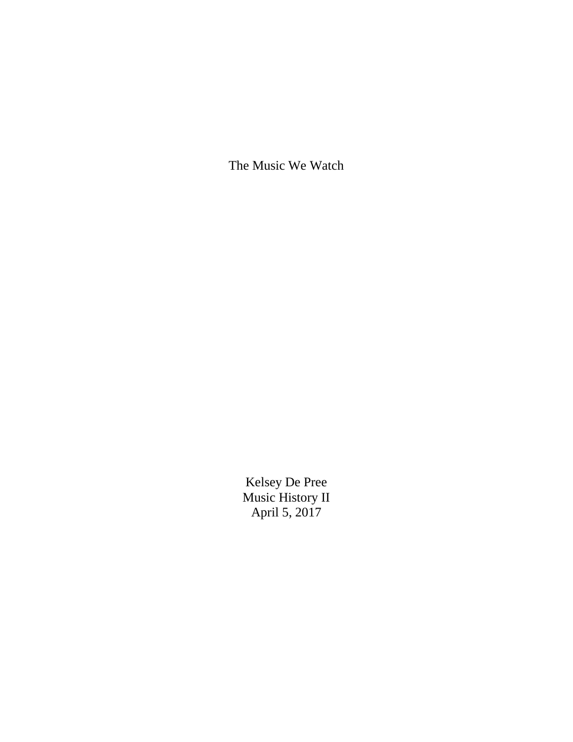# The Music We Watch

Kelsey De Pree
Music History II
April 5, 2017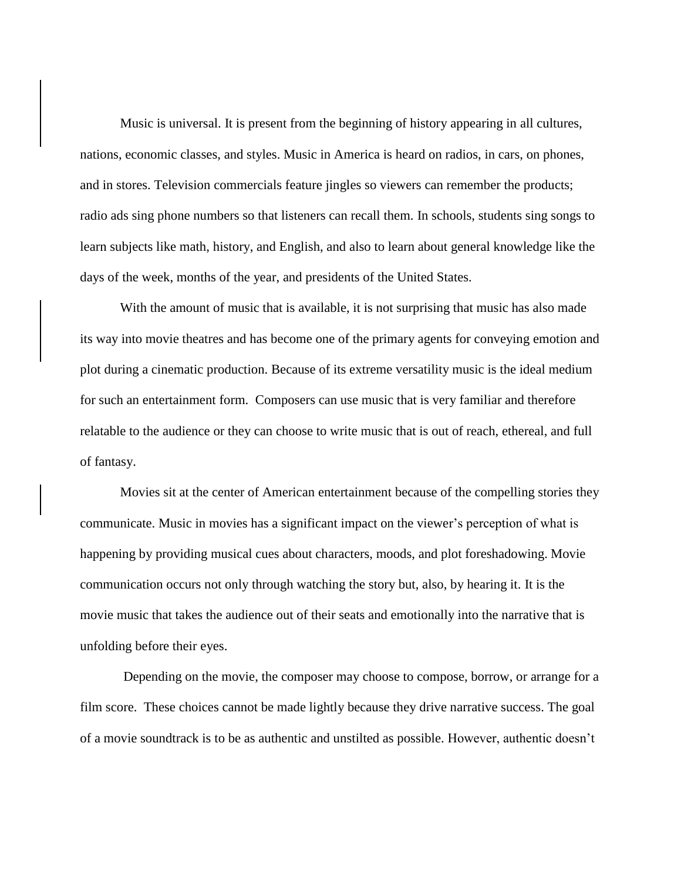Music is universal. It is present from the beginning of history appearing in all cultures, nations, economic classes, and styles. Music in America is heard on radios, in cars, on phones, and in stores. Television commercials feature jingles so viewers can remember the products; radio ads sing phone numbers so that listeners can recall them. In schools, students sing songs to learn subjects like math, history, and English, and also to learn about general knowledge like the days of the week, months of the year, and presidents of the United States.

With the amount of music that is available, it is not surprising that music has also made its way into movie theatres and has become one of the primary agents for conveying emotion and plot during a cinematic production. Because of its extreme versatility music is the ideal medium for such an entertainment form. Composers can use music that is very familiar and therefore relatable to the audience or they can choose to write music that is out of reach, ethereal, and full of fantasy.

Movies sit at the center of American entertainment because of the compelling stories they communicate. Music in movies has a significant impact on the viewer's perception of what is happening by providing musical cues about characters, moods, and plot foreshadowing. Movie communication occurs not only through watching the story but, also, by hearing it. It is the movie music that takes the audience out of their seats and emotionally into the narrative that is unfolding before their eyes.

Depending on the movie, the composer may choose to compose, borrow, or arrange for a film score. These choices cannot be made lightly because they drive narrative success. The goal of a movie soundtrack is to be as authentic and unstilted as possible. However, authentic doesn't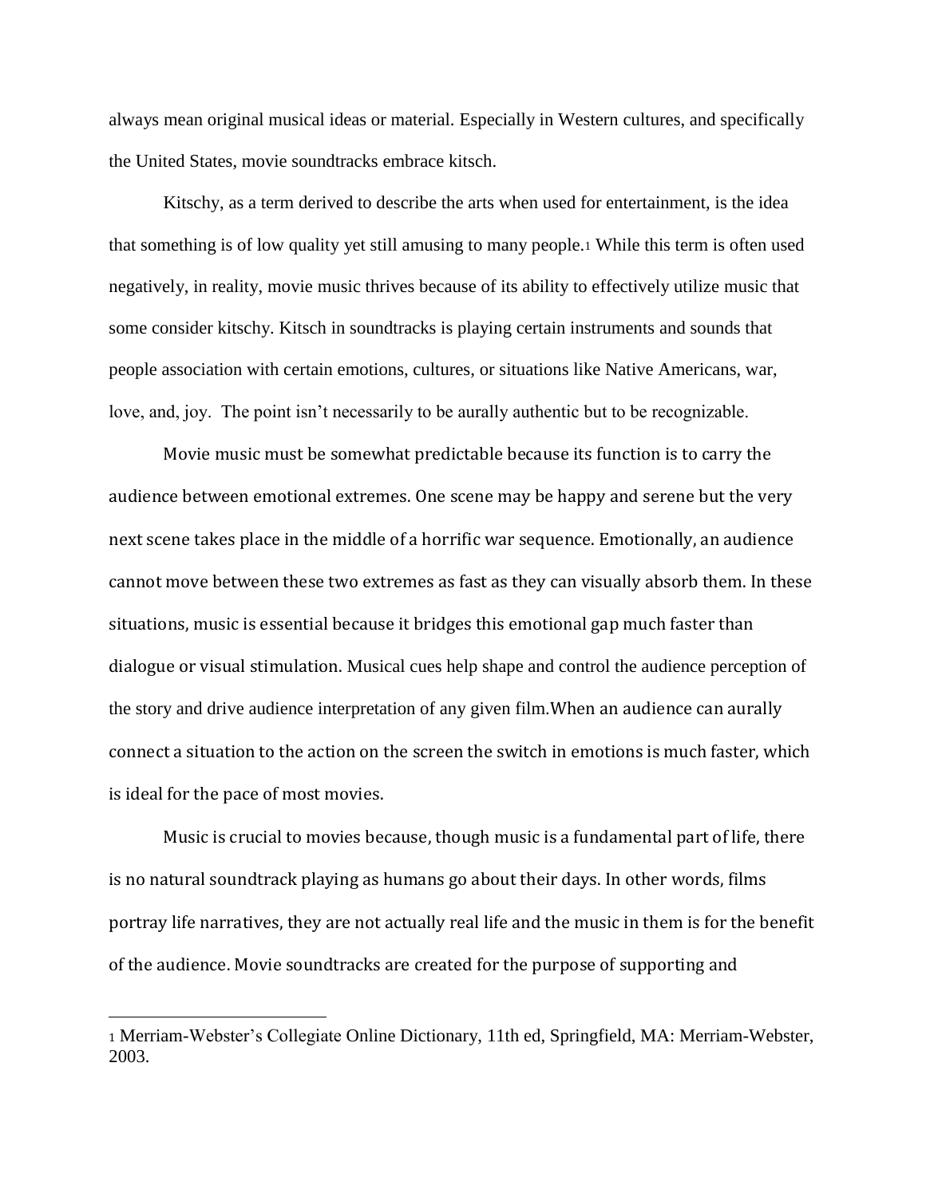always mean original musical ideas or material. Especially in Western cultures, and specifically the United States, movie soundtracks embrace kitsch.

Kitschy, as a term derived to describe the arts when used for entertainment, is the idea that something is of low quality yet still amusing to many people.[1] While this term is often used negatively, in reality, movie music thrives because of its ability to effectively utilize music that some consider kitschy. Kitsch in soundtracks is playing certain instruments and sounds that people association with certain emotions, cultures, or situations like Native Americans, war, love, and, joy. The point isn't necessarily to be aurally authentic but to be recognizable.

Movie music must be somewhat predictable because its function is to carry the audience between emotional extremes. One scene may be happy and serene but the very next scene takes place in the middle of a horrific war sequence. Emotionally, an audience cannot move between these two extremes as fast as they can visually absorb them. In these situations, music is essential because it bridges this emotional gap much faster than dialogue or visual stimulation. Musical cues help shape and control the audience perception of the story and drive audience interpretation of any given film.When an audience can aurally connect a situation to the action on the screen the switch in emotions is much faster, which is ideal for the pace of most movies.

Music is crucial to movies because, though music is a fundamental part of life, there is no natural soundtrack playing as humans go about their days. In other words, films portray life narratives, they are not actually real life and the music in them is for the benefit of the audience. Movie soundtracks are created for the purpose of supporting and

---

[1] Merriam-Webster's Collegiate Online Dictionary, 11th ed, Springfield, MA: Merriam-Webster, 2003.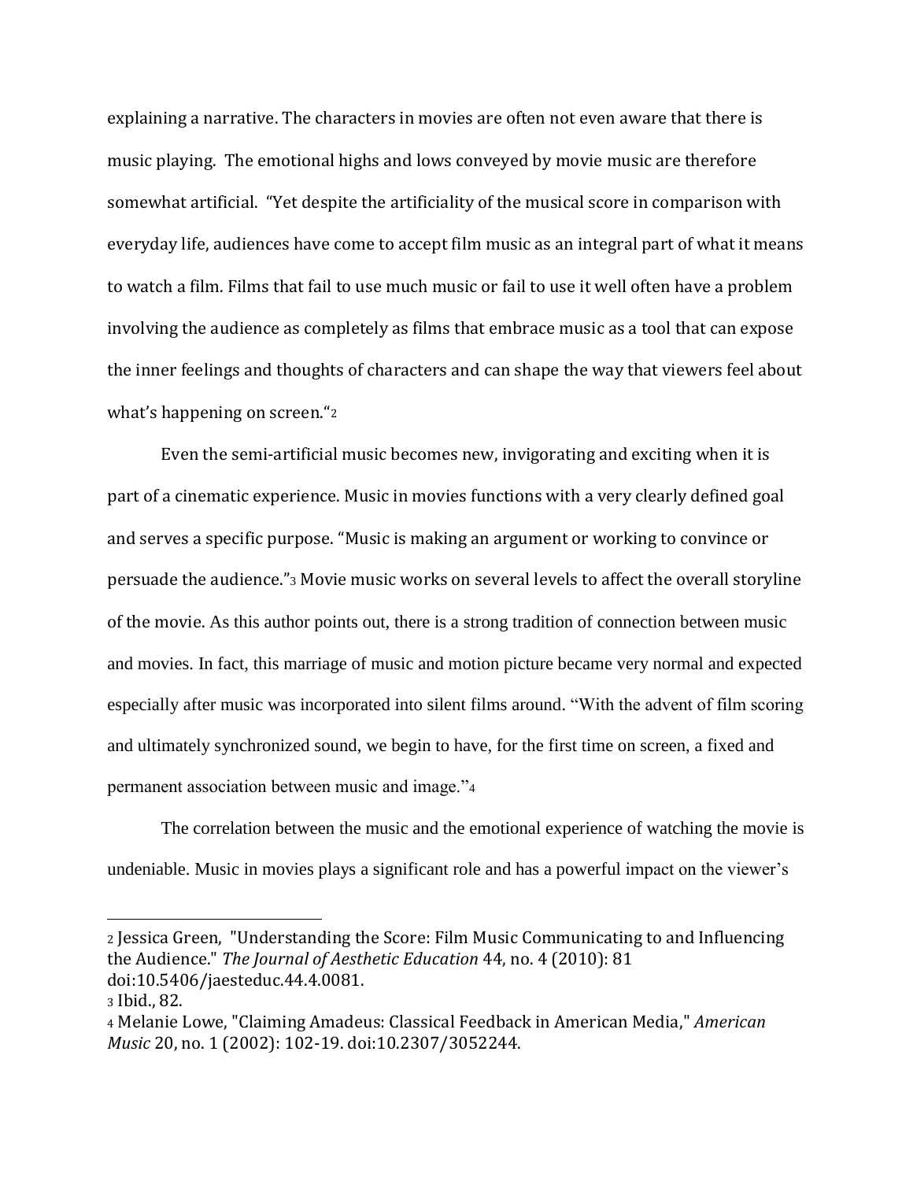explaining a narrative. The characters in movies are often not even aware that there is music playing. The emotional highs and lows conveyed by movie music are therefore somewhat artificial. "Yet despite the artificiality of the musical score in comparison with everyday life, audiences have come to accept film music as an integral part of what it means to watch a film. Films that fail to use much music or fail to use it well often have a problem involving the audience as completely as films that embrace music as a tool that can expose the inner feelings and thoughts of characters and can shape the way that viewers feel about what's happening on screen."[2]

Even the semi-artificial music becomes new, invigorating and exciting when it is part of a cinematic experience. Music in movies functions with a very clearly defined goal and serves a specific purpose. "Music is making an argument or working to convince or persuade the audience."[3] Movie music works on several levels to affect the overall storyline of the movie. As this author points out, there is a strong tradition of connection between music and movies. In fact, this marriage of music and motion picture became very normal and expected especially after music was incorporated into silent films around. "With the advent of film scoring and ultimately synchronized sound, we begin to have, for the first time on screen, a fixed and permanent association between music and image."[4]

The correlation between the music and the emotional experience of watching the movie is undeniable. Music in movies plays a significant role and has a powerful impact on the viewer's

---

[2] Jessica Green, "Understanding the Score: Film Music Communicating to and Influencing the Audience." *The Journal of Aesthetic Education* 44, no. 4 (2010): 81 doi:10.5406/jaesteduc.44.4.0081.

[3] Ibid., 82.

[4] Melanie Lowe, "Claiming Amadeus: Classical Feedback in American Media," *American Music* 20, no. 1 (2002): 102-19. doi:10.2307/3052244.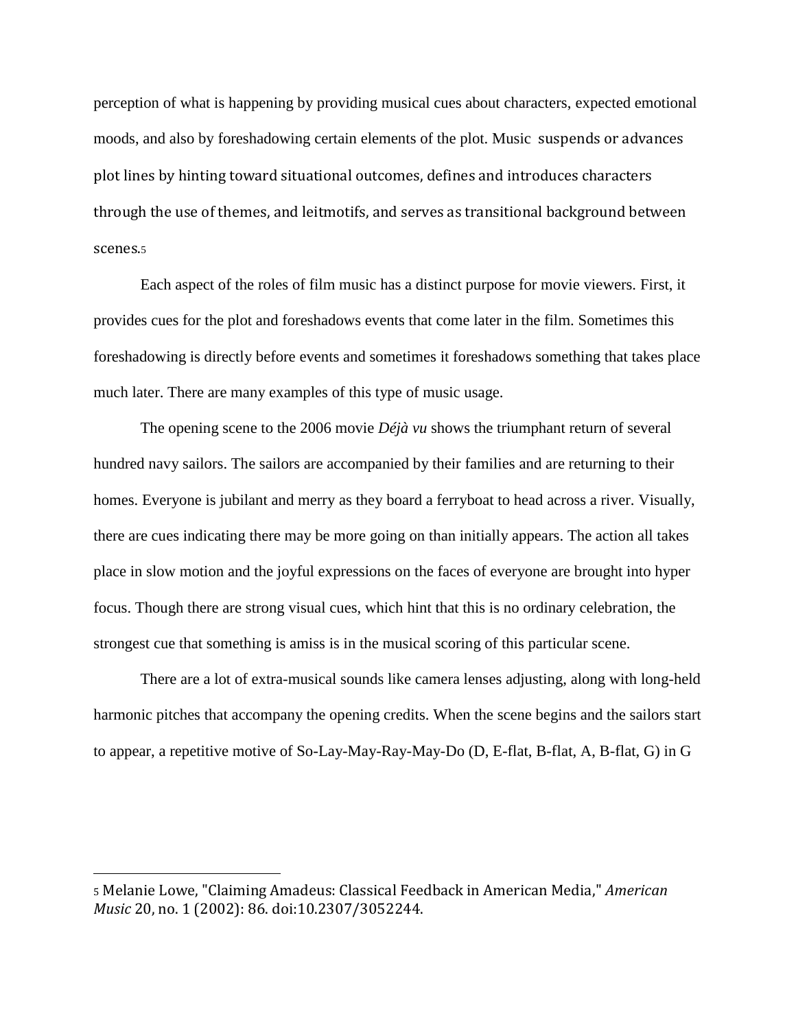perception of what is happening by providing musical cues about characters, expected emotional moods, and also by foreshadowing certain elements of the plot. Music suspends or advances plot lines by hinting toward situational outcomes, defines and introduces characters through the use of themes, and leitmotifs, and serves as transitional background between scenes.[5]

Each aspect of the roles of film music has a distinct purpose for movie viewers. First, it provides cues for the plot and foreshadows events that come later in the film. Sometimes this foreshadowing is directly before events and sometimes it foreshadows something that takes place much later. There are many examples of this type of music usage.

The opening scene to the 2006 movie *Déjà vu* shows the triumphant return of several hundred navy sailors. The sailors are accompanied by their families and are returning to their homes. Everyone is jubilant and merry as they board a ferryboat to head across a river. Visually, there are cues indicating there may be more going on than initially appears. The action all takes place in slow motion and the joyful expressions on the faces of everyone are brought into hyper focus. Though there are strong visual cues, which hint that this is no ordinary celebration, the strongest cue that something is amiss is in the musical scoring of this particular scene.

There are a lot of extra-musical sounds like camera lenses adjusting, along with long-held harmonic pitches that accompany the opening credits. When the scene begins and the sailors start to appear, a repetitive motive of So-Lay-May-Ray-May-Do (D, E-flat, B-flat, A, B-flat, G) in G

---

[5] Melanie Lowe, "Claiming Amadeus: Classical Feedback in American Media," *American Music* 20, no. 1 (2002): 86. doi:10.2307/3052244.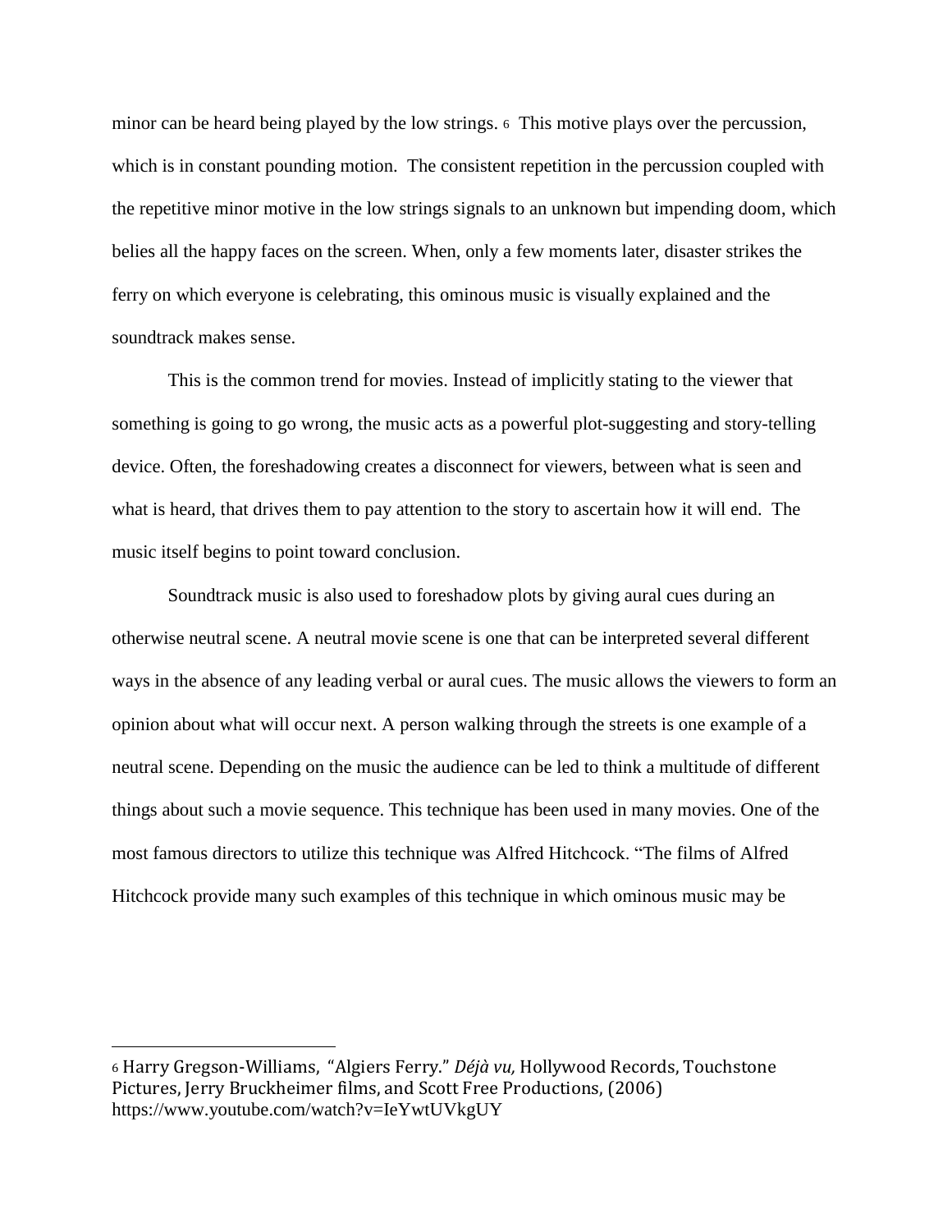minor can be heard being played by the low strings. [6] This motive plays over the percussion, which is in constant pounding motion. The consistent repetition in the percussion coupled with the repetitive minor motive in the low strings signals to an unknown but impending doom, which belies all the happy faces on the screen. When, only a few moments later, disaster strikes the ferry on which everyone is celebrating, this ominous music is visually explained and the soundtrack makes sense.

This is the common trend for movies. Instead of implicitly stating to the viewer that something is going to go wrong, the music acts as a powerful plot-suggesting and story-telling device. Often, the foreshadowing creates a disconnect for viewers, between what is seen and what is heard, that drives them to pay attention to the story to ascertain how it will end. The music itself begins to point toward conclusion.

Soundtrack music is also used to foreshadow plots by giving aural cues during an otherwise neutral scene. A neutral movie scene is one that can be interpreted several different ways in the absence of any leading verbal or aural cues. The music allows the viewers to form an opinion about what will occur next. A person walking through the streets is one example of a neutral scene. Depending on the music the audience can be led to think a multitude of different things about such a movie sequence. This technique has been used in many movies. One of the most famous directors to utilize this technique was Alfred Hitchcock. "The films of Alfred Hitchcock provide many such examples of this technique in which ominous music may be

---

[6] Harry Gregson-Williams, "Algiers Ferry." *Déjà vu,* Hollywood Records, Touchstone Pictures, Jerry Bruckheimer films, and Scott Free Productions, (2006) https://www.youtube.com/watch?v=IeYwtUVkgUY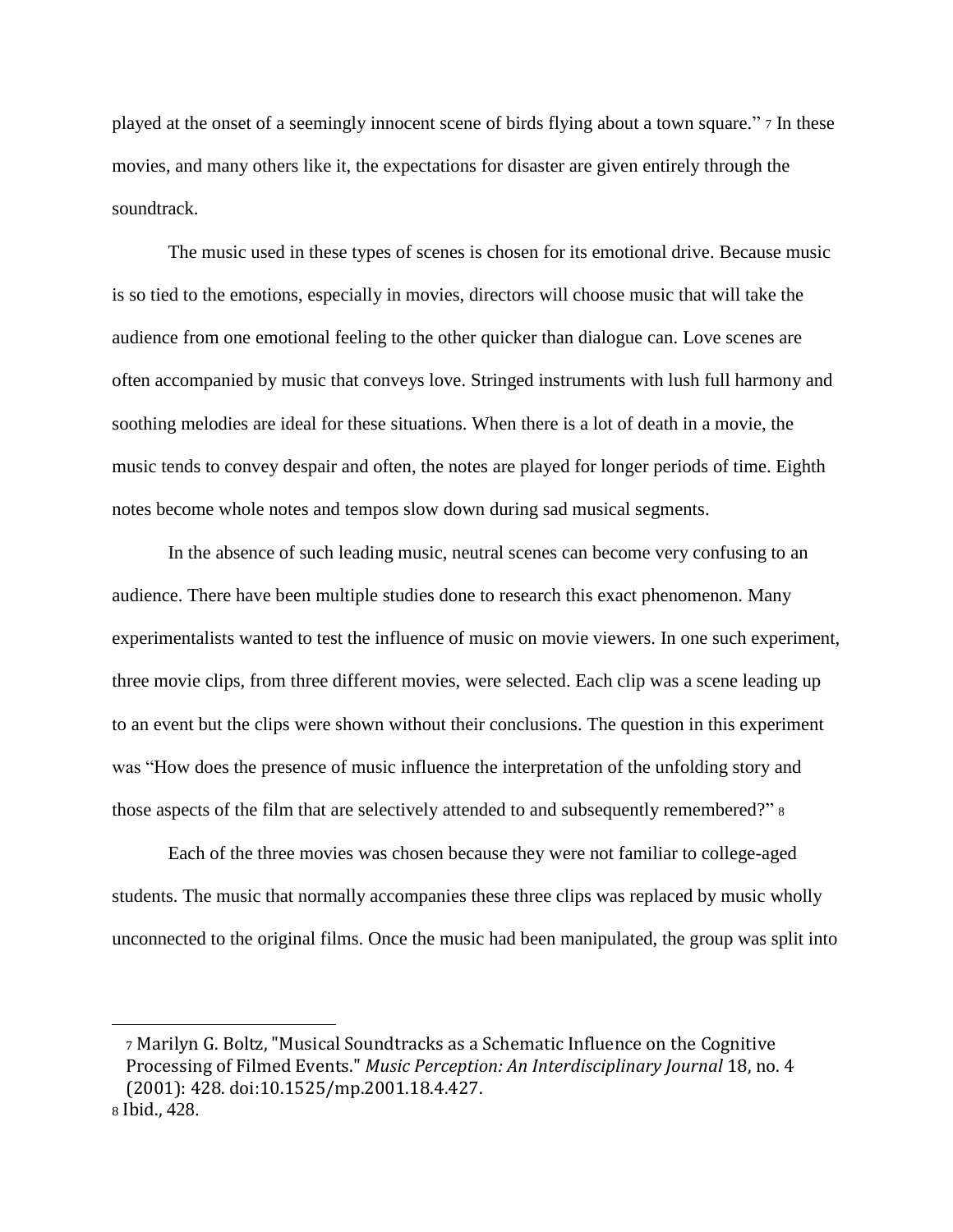played at the onset of a seemingly innocent scene of birds flying about a town square." [7] In these movies, and many others like it, the expectations for disaster are given entirely through the soundtrack.

The music used in these types of scenes is chosen for its emotional drive. Because music is so tied to the emotions, especially in movies, directors will choose music that will take the audience from one emotional feeling to the other quicker than dialogue can. Love scenes are often accompanied by music that conveys love. Stringed instruments with lush full harmony and soothing melodies are ideal for these situations. When there is a lot of death in a movie, the music tends to convey despair and often, the notes are played for longer periods of time. Eighth notes become whole notes and tempos slow down during sad musical segments.

In the absence of such leading music, neutral scenes can become very confusing to an audience. There have been multiple studies done to research this exact phenomenon. Many experimentalists wanted to test the influence of music on movie viewers. In one such experiment, three movie clips, from three different movies, were selected. Each clip was a scene leading up to an event but the clips were shown without their conclusions. The question in this experiment was "How does the presence of music influence the interpretation of the unfolding story and those aspects of the film that are selectively attended to and subsequently remembered?" [8]

Each of the three movies was chosen because they were not familiar to college-aged students. The music that normally accompanies these three clips was replaced by music wholly unconnected to the original films. Once the music had been manipulated, the group was split into

---

[7] Marilyn G. Boltz, "Musical Soundtracks as a Schematic Influence on the Cognitive Processing of Filmed Events." *Music Perception: An Interdisciplinary Journal* 18, no. 4 (2001): 428. doi:10.1525/mp.2001.18.4.427.

[8] Ibid., 428.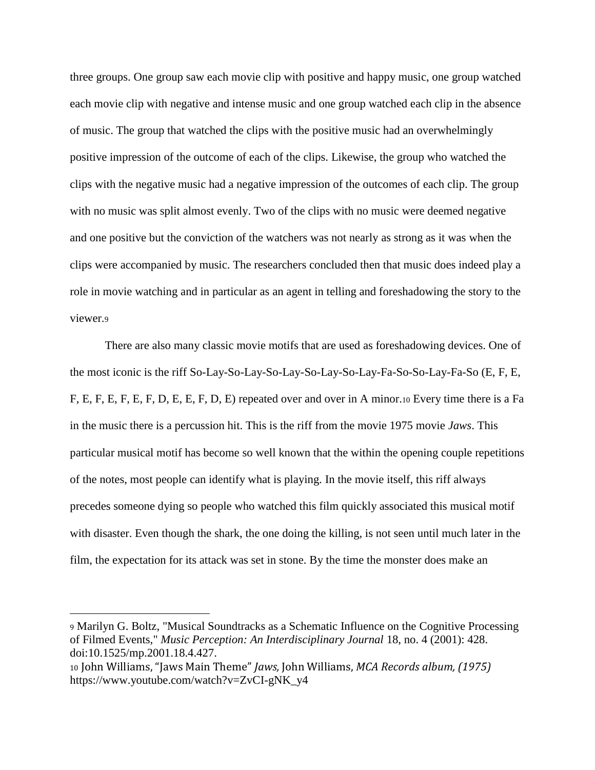three groups. One group saw each movie clip with positive and happy music, one group watched each movie clip with negative and intense music and one group watched each clip in the absence of music. The group that watched the clips with the positive music had an overwhelmingly positive impression of the outcome of each of the clips. Likewise, the group who watched the clips with the negative music had a negative impression of the outcomes of each clip. The group with no music was split almost evenly. Two of the clips with no music were deemed negative and one positive but the conviction of the watchers was not nearly as strong as it was when the clips were accompanied by music. The researchers concluded then that music does indeed play a role in movie watching and in particular as an agent in telling and foreshadowing the story to the viewer.[9]

There are also many classic movie motifs that are used as foreshadowing devices. One of the most iconic is the riff So-Lay-So-Lay-So-Lay-So-Lay-So-Lay-So-Lay-Fa-So-So-Lay-Fa-So (E, F, E, F, E, F, E, F, E, F, D, E, E, F, D, E) repeated over and over in A minor.[10] Every time there is a Fa in the music there is a percussion hit. This is the riff from the movie 1975 movie *Jaws*. This particular musical motif has become so well known that the within the opening couple repetitions of the notes, most people can identify what is playing. In the movie itself, this riff always precedes someone dying so people who watched this film quickly associated this musical motif with disaster. Even though the shark, the one doing the killing, is not seen until much later in the film, the expectation for its attack was set in stone. By the time the monster does make an

---

[9] Marilyn G. Boltz, "Musical Soundtracks as a Schematic Influence on the Cognitive Processing of Filmed Events," *Music Perception: An Interdisciplinary Journal* 18, no. 4 (2001): 428. doi:10.1525/mp.2001.18.4.427.

[10] John Williams, "Jaws Main Theme" *Jaws,* John Williams, *MCA Records album, (1975)* https://www.youtube.com/watch?v=ZvCI-gNK_y4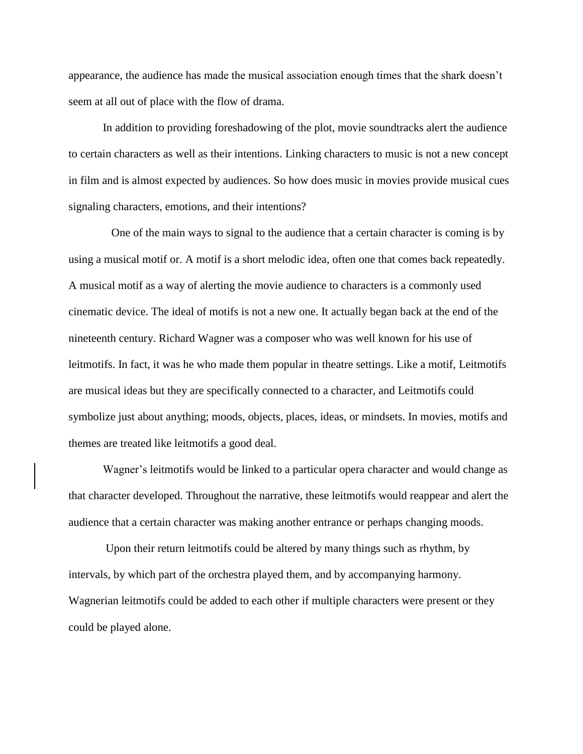appearance, the audience has made the musical association enough times that the shark doesn't seem at all out of place with the flow of drama.

In addition to providing foreshadowing of the plot, movie soundtracks alert the audience to certain characters as well as their intentions. Linking characters to music is not a new concept in film and is almost expected by audiences. So how does music in movies provide musical cues signaling characters, emotions, and their intentions?

One of the main ways to signal to the audience that a certain character is coming is by using a musical motif or. A motif is a short melodic idea, often one that comes back repeatedly. A musical motif as a way of alerting the movie audience to characters is a commonly used cinematic device. The ideal of motifs is not a new one. It actually began back at the end of the nineteenth century. Richard Wagner was a composer who was well known for his use of leitmotifs. In fact, it was he who made them popular in theatre settings. Like a motif, Leitmotifs are musical ideas but they are specifically connected to a character, and Leitmotifs could symbolize just about anything; moods, objects, places, ideas, or mindsets. In movies, motifs and themes are treated like leitmotifs a good deal.

Wagner's leitmotifs would be linked to a particular opera character and would change as that character developed. Throughout the narrative, these leitmotifs would reappear and alert the audience that a certain character was making another entrance or perhaps changing moods.

Upon their return leitmotifs could be altered by many things such as rhythm, by intervals, by which part of the orchestra played them, and by accompanying harmony. Wagnerian leitmotifs could be added to each other if multiple characters were present or they could be played alone.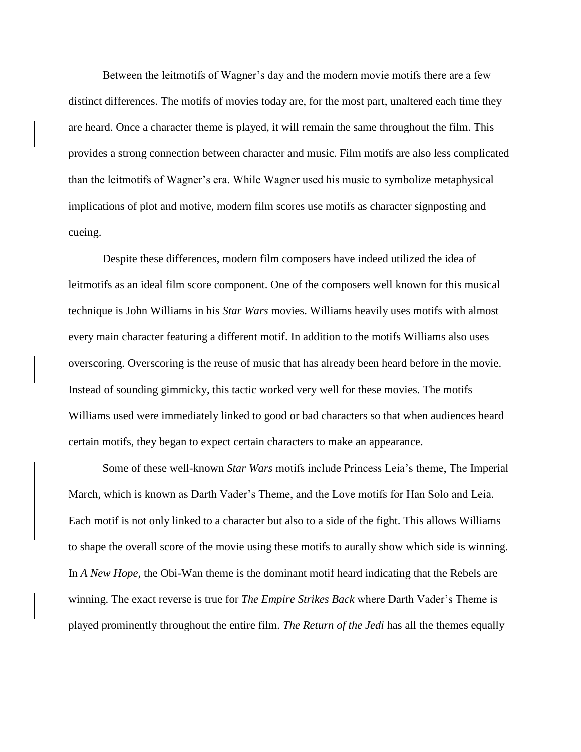Between the leitmotifs of Wagner's day and the modern movie motifs there are a few distinct differences. The motifs of movies today are, for the most part, unaltered each time they are heard. Once a character theme is played, it will remain the same throughout the film. This provides a strong connection between character and music. Film motifs are also less complicated than the leitmotifs of Wagner's era. While Wagner used his music to symbolize metaphysical implications of plot and motive, modern film scores use motifs as character signposting and cueing.

Despite these differences, modern film composers have indeed utilized the idea of leitmotifs as an ideal film score component. One of the composers well known for this musical technique is John Williams in his *Star Wars* movies. Williams heavily uses motifs with almost every main character featuring a different motif. In addition to the motifs Williams also uses overscoring. Overscoring is the reuse of music that has already been heard before in the movie. Instead of sounding gimmicky, this tactic worked very well for these movies. The motifs Williams used were immediately linked to good or bad characters so that when audiences heard certain motifs, they began to expect certain characters to make an appearance.

Some of these well-known *Star Wars* motifs include Princess Leia's theme, The Imperial March, which is known as Darth Vader's Theme, and the Love motifs for Han Solo and Leia. Each motif is not only linked to a character but also to a side of the fight. This allows Williams to shape the overall score of the movie using these motifs to aurally show which side is winning. In *A New Hope*, the Obi-Wan theme is the dominant motif heard indicating that the Rebels are winning. The exact reverse is true for *The Empire Strikes Back* where Darth Vader's Theme is played prominently throughout the entire film. *The Return of the Jedi* has all the themes equally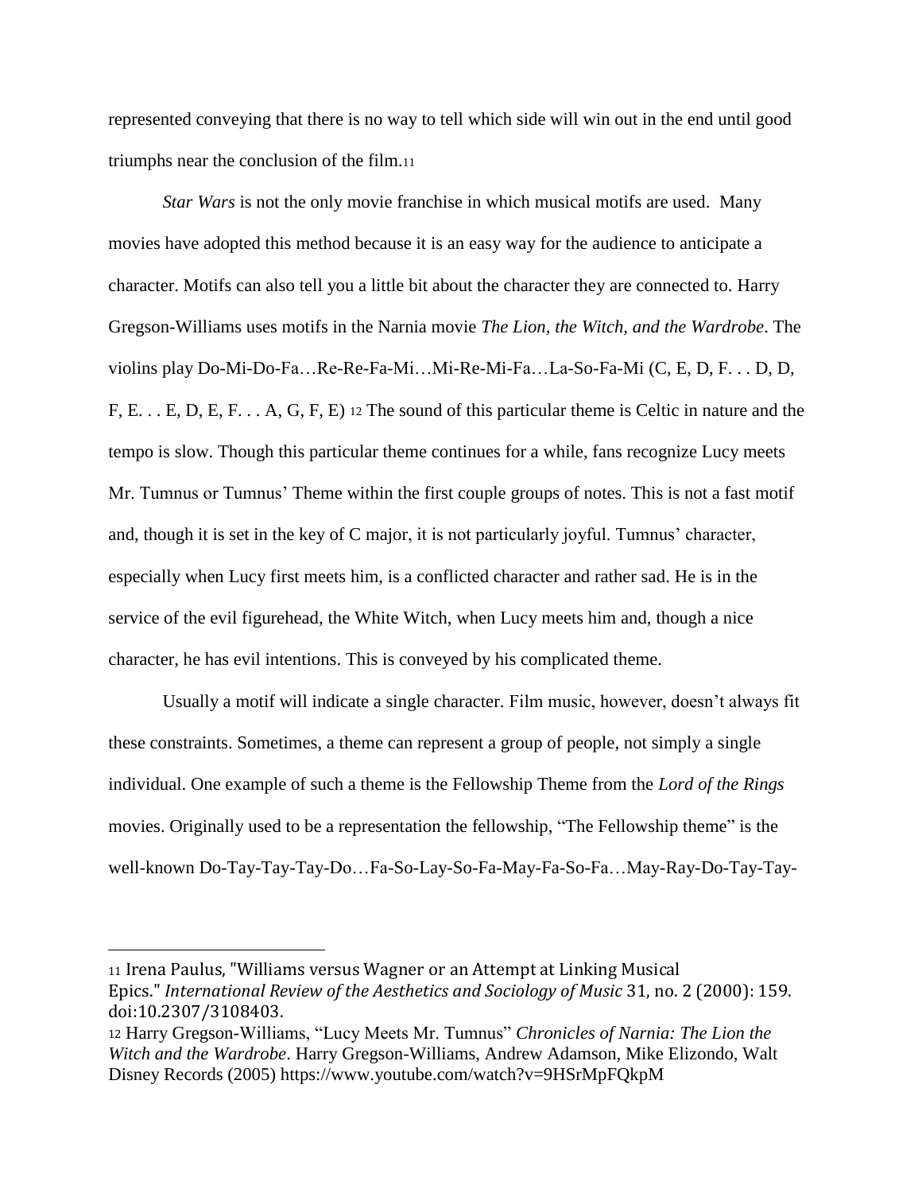represented conveying that there is no way to tell which side will win out in the end until good triumphs near the conclusion of the film.[11]

*Star Wars* is not the only movie franchise in which musical motifs are used. Many movies have adopted this method because it is an easy way for the audience to anticipate a character. Motifs can also tell you a little bit about the character they are connected to. Harry Gregson-Williams uses motifs in the Narnia movie *The Lion, the Witch, and the Wardrobe*. The violins play Do-Mi-Do-Fa…Re-Re-Fa-Mi…Mi-Re-Mi-Fa…La-So-Fa-Mi (C, E, D, F. . . D, D, F, E. . . E, D, E, F. . . A, G, F, E) [12] The sound of this particular theme is Celtic in nature and the tempo is slow. Though this particular theme continues for a while, fans recognize Lucy meets Mr. Tumnus or Tumnus' Theme within the first couple groups of notes. This is not a fast motif and, though it is set in the key of C major, it is not particularly joyful. Tumnus' character, especially when Lucy first meets him, is a conflicted character and rather sad. He is in the service of the evil figurehead, the White Witch, when Lucy meets him and, though a nice character, he has evil intentions. This is conveyed by his complicated theme.

Usually a motif will indicate a single character. Film music, however, doesn't always fit these constraints. Sometimes, a theme can represent a group of people, not simply a single individual. One example of such a theme is the Fellowship Theme from the *Lord of the Rings* movies. Originally used to be a representation the fellowship, "The Fellowship theme" is the well-known Do-Tay-Tay-Tay-Do…Fa-So-Lay-So-Fa-May-Fa-So-Fa…May-Ray-Do-Tay-Tay-

---

[11] Irena Paulus, "Williams versus Wagner or an Attempt at Linking Musical Epics." *International Review of the Aesthetics and Sociology of Music* 31, no. 2 (2000): 159. doi:10.2307/3108403.

[12] Harry Gregson-Williams, "Lucy Meets Mr. Tumnus" *Chronicles of Narnia: The Lion the Witch and the Wardrobe*. Harry Gregson-Williams, Andrew Adamson, Mike Elizondo, Walt Disney Records (2005) https://www.youtube.com/watch?v=9HSrMpFQkpM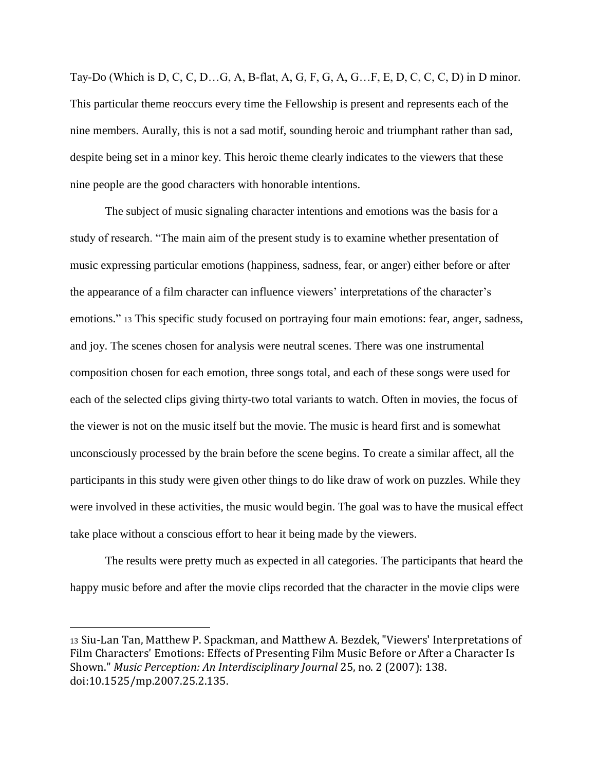Tay-Do (Which is D, C, C, D…G, A, B-flat, A, G, F, G, A, G…F, E, D, C, C, C, D) in D minor. This particular theme reoccurs every time the Fellowship is present and represents each of the nine members. Aurally, this is not a sad motif, sounding heroic and triumphant rather than sad, despite being set in a minor key. This heroic theme clearly indicates to the viewers that these nine people are the good characters with honorable intentions.

The subject of music signaling character intentions and emotions was the basis for a study of research. "The main aim of the present study is to examine whether presentation of music expressing particular emotions (happiness, sadness, fear, or anger) either before or after the appearance of a film character can influence viewers' interpretations of the character's emotions." [13] This specific study focused on portraying four main emotions: fear, anger, sadness, and joy. The scenes chosen for analysis were neutral scenes. There was one instrumental composition chosen for each emotion, three songs total, and each of these songs were used for each of the selected clips giving thirty-two total variants to watch. Often in movies, the focus of the viewer is not on the music itself but the movie. The music is heard first and is somewhat unconsciously processed by the brain before the scene begins. To create a similar affect, all the participants in this study were given other things to do like draw of work on puzzles. While they were involved in these activities, the music would begin. The goal was to have the musical effect take place without a conscious effort to hear it being made by the viewers.

The results were pretty much as expected in all categories. The participants that heard the happy music before and after the movie clips recorded that the character in the movie clips were

---

[13] Siu-Lan Tan, Matthew P. Spackman, and Matthew A. Bezdek, "Viewers' Interpretations of Film Characters' Emotions: Effects of Presenting Film Music Before or After a Character Is Shown." *Music Perception: An Interdisciplinary Journal* 25, no. 2 (2007): 138. doi:10.1525/mp.2007.25.2.135.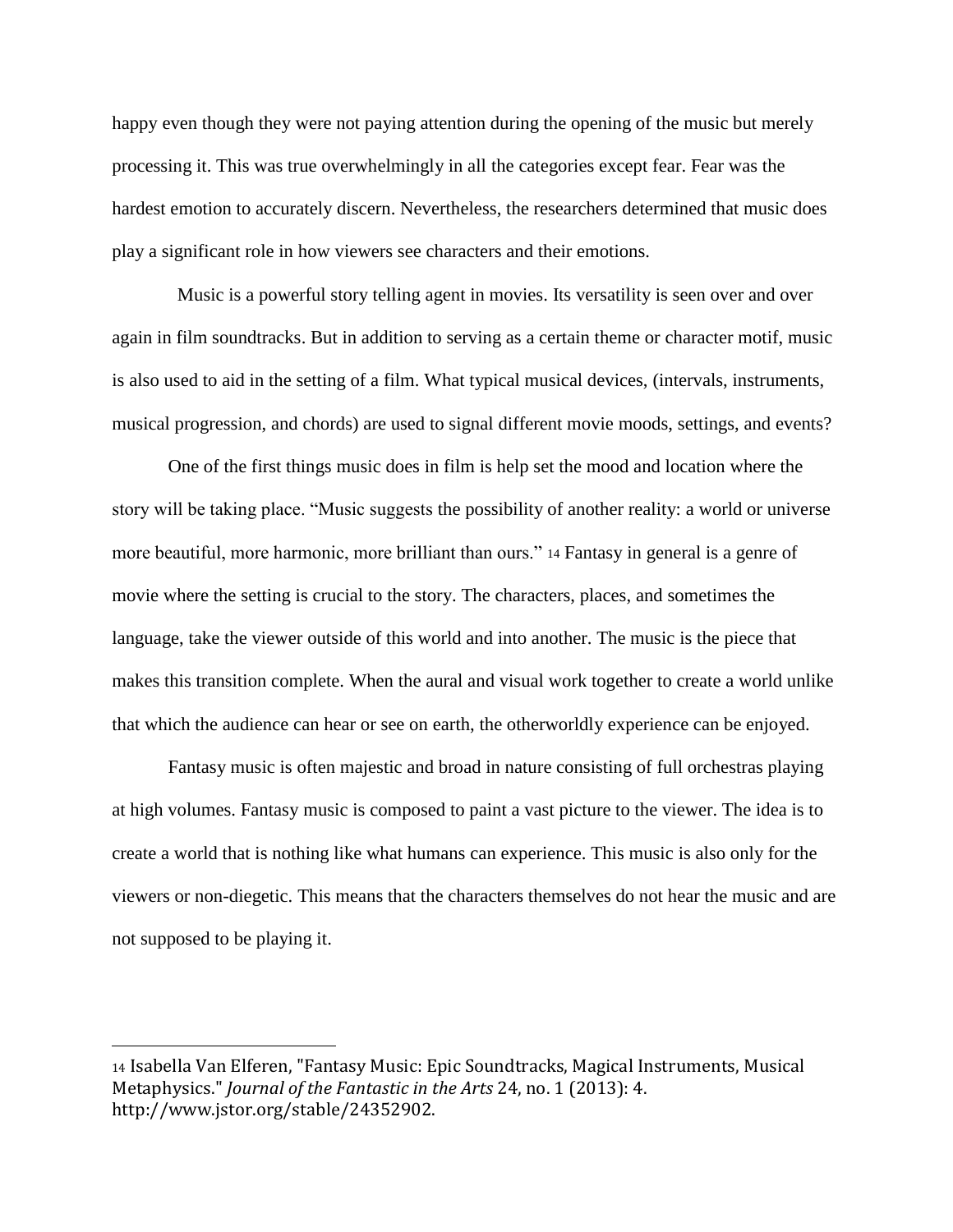happy even though they were not paying attention during the opening of the music but merely processing it. This was true overwhelmingly in all the categories except fear. Fear was the hardest emotion to accurately discern. Nevertheless, the researchers determined that music does play a significant role in how viewers see characters and their emotions.

Music is a powerful story telling agent in movies. Its versatility is seen over and over again in film soundtracks. But in addition to serving as a certain theme or character motif, music is also used to aid in the setting of a film. What typical musical devices, (intervals, instruments, musical progression, and chords) are used to signal different movie moods, settings, and events?

One of the first things music does in film is help set the mood and location where the story will be taking place. "Music suggests the possibility of another reality: a world or universe more beautiful, more harmonic, more brilliant than ours." [14] Fantasy in general is a genre of movie where the setting is crucial to the story. The characters, places, and sometimes the language, take the viewer outside of this world and into another. The music is the piece that makes this transition complete. When the aural and visual work together to create a world unlike that which the audience can hear or see on earth, the otherworldly experience can be enjoyed.

Fantasy music is often majestic and broad in nature consisting of full orchestras playing at high volumes. Fantasy music is composed to paint a vast picture to the viewer. The idea is to create a world that is nothing like what humans can experience. This music is also only for the viewers or non-diegetic. This means that the characters themselves do not hear the music and are not supposed to be playing it.

---

[14] Isabella Van Elferen, "Fantasy Music: Epic Soundtracks, Magical Instruments, Musical Metaphysics." *Journal of the Fantastic in the Arts* 24, no. 1 (2013): 4. http://www.jstor.org/stable/24352902.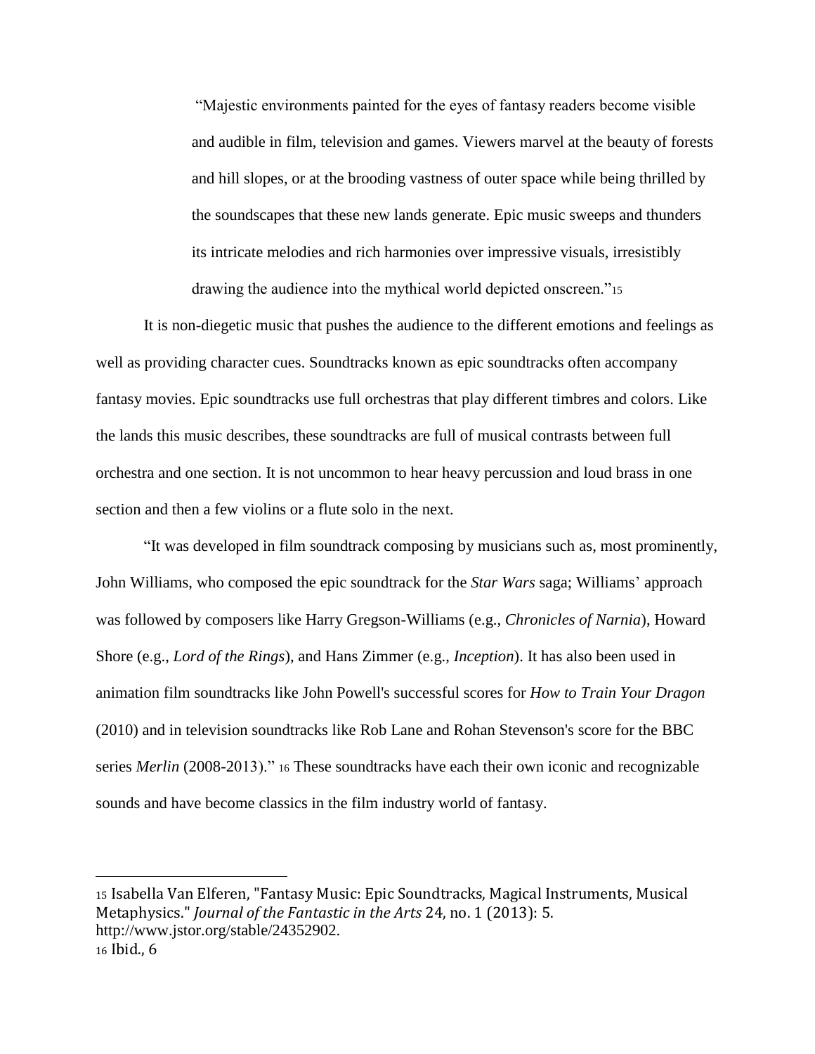> "Majestic environments painted for the eyes of fantasy readers become visible and audible in film, television and games. Viewers marvel at the beauty of forests and hill slopes, or at the brooding vastness of outer space while being thrilled by the soundscapes that these new lands generate. Epic music sweeps and thunders its intricate melodies and rich harmonies over impressive visuals, irresistibly drawing the audience into the mythical world depicted onscreen."[15]

It is non-diegetic music that pushes the audience to the different emotions and feelings as well as providing character cues. Soundtracks known as epic soundtracks often accompany fantasy movies. Epic soundtracks use full orchestras that play different timbres and colors. Like the lands this music describes, these soundtracks are full of musical contrasts between full orchestra and one section. It is not uncommon to hear heavy percussion and loud brass in one section and then a few violins or a flute solo in the next.

"It was developed in film soundtrack composing by musicians such as, most prominently, John Williams, who composed the epic soundtrack for the *Star Wars* saga; Williams' approach was followed by composers like Harry Gregson-Williams (e.g., *Chronicles of Narnia*), Howard Shore (e.g., *Lord of the Rings*), and Hans Zimmer (e.g., *Inception*). It has also been used in animation film soundtracks like John Powell's successful scores for *How to Train Your Dragon* (2010) and in television soundtracks like Rob Lane and Rohan Stevenson's score for the BBC series *Merlin* (2008-2013)." [16] These soundtracks have each their own iconic and recognizable sounds and have become classics in the film industry world of fantasy.

---

[15] Isabella Van Elferen, "Fantasy Music: Epic Soundtracks, Magical Instruments, Musical Metaphysics." *Journal of the Fantastic in the Arts* 24, no. 1 (2013): 5. http://www.jstor.org/stable/24352902.

[16] Ibid., 6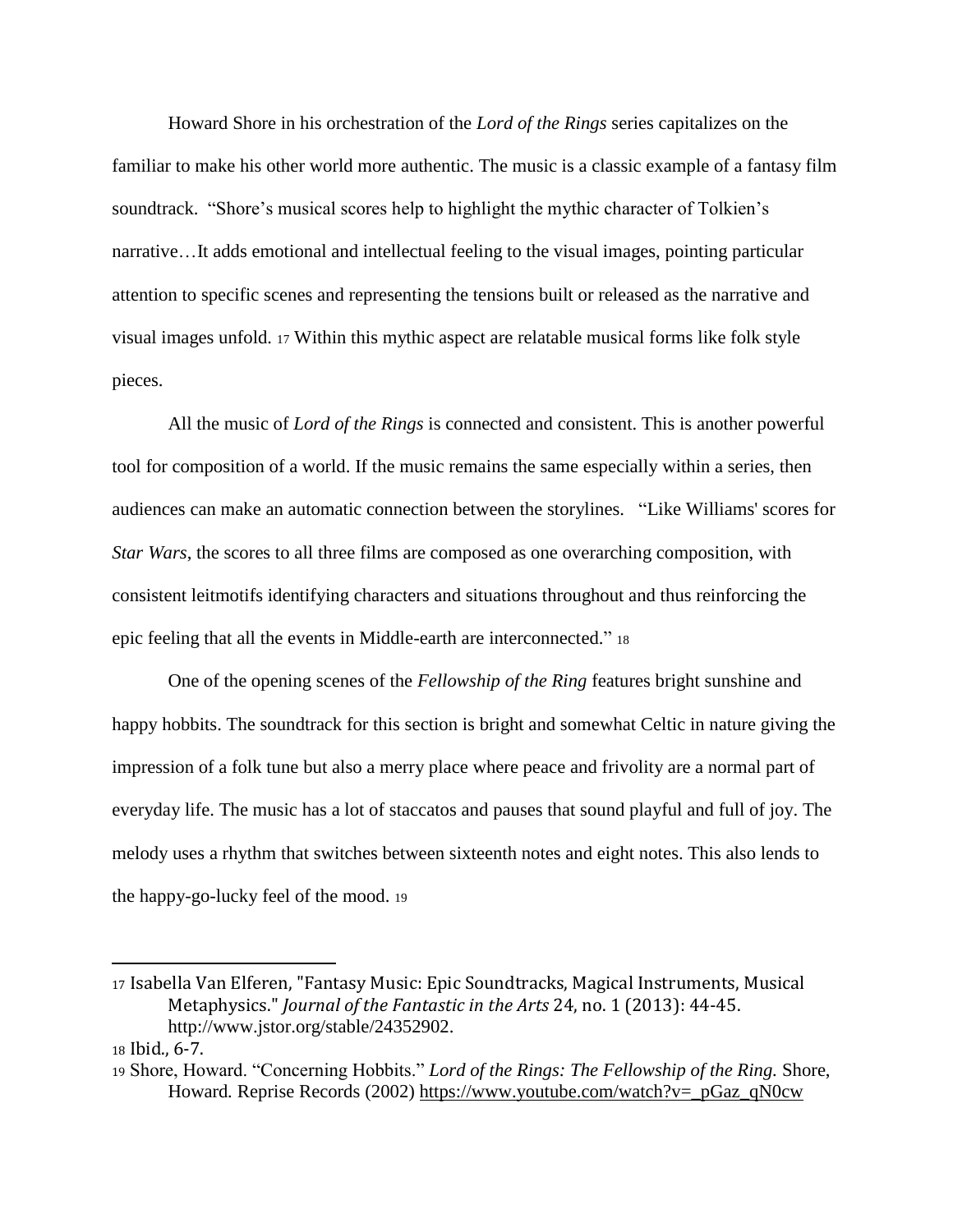Howard Shore in his orchestration of the *Lord of the Rings* series capitalizes on the familiar to make his other world more authentic. The music is a classic example of a fantasy film soundtrack. "Shore's musical scores help to highlight the mythic character of Tolkien's narrative…It adds emotional and intellectual feeling to the visual images, pointing particular attention to specific scenes and representing the tensions built or released as the narrative and visual images unfold. [17] Within this mythic aspect are relatable musical forms like folk style pieces.

All the music of *Lord of the Rings* is connected and consistent. This is another powerful tool for composition of a world. If the music remains the same especially within a series, then audiences can make an automatic connection between the storylines. "Like Williams' scores for *Star Wars*, the scores to all three films are composed as one overarching composition, with consistent leitmotifs identifying characters and situations throughout and thus reinforcing the epic feeling that all the events in Middle-earth are interconnected." [18]

One of the opening scenes of the *Fellowship of the Ring* features bright sunshine and happy hobbits. The soundtrack for this section is bright and somewhat Celtic in nature giving the impression of a folk tune but also a merry place where peace and frivolity are a normal part of everyday life. The music has a lot of staccatos and pauses that sound playful and full of joy. The melody uses a rhythm that switches between sixteenth notes and eight notes. This also lends to the happy-go-lucky feel of the mood. [19]

---

[17] Isabella Van Elferen, "Fantasy Music: Epic Soundtracks, Magical Instruments, Musical Metaphysics." *Journal of the Fantastic in the Arts* 24, no. 1 (2013): 44-45. http://www.jstor.org/stable/24352902.

[18] Ibid., 6-7.

[19] Shore, Howard. "Concerning Hobbits." *Lord of the Rings: The Fellowship of the Ring.* Shore, Howard. Reprise Records (2002) https://www.youtube.com/watch?v=_pGaz_qN0cw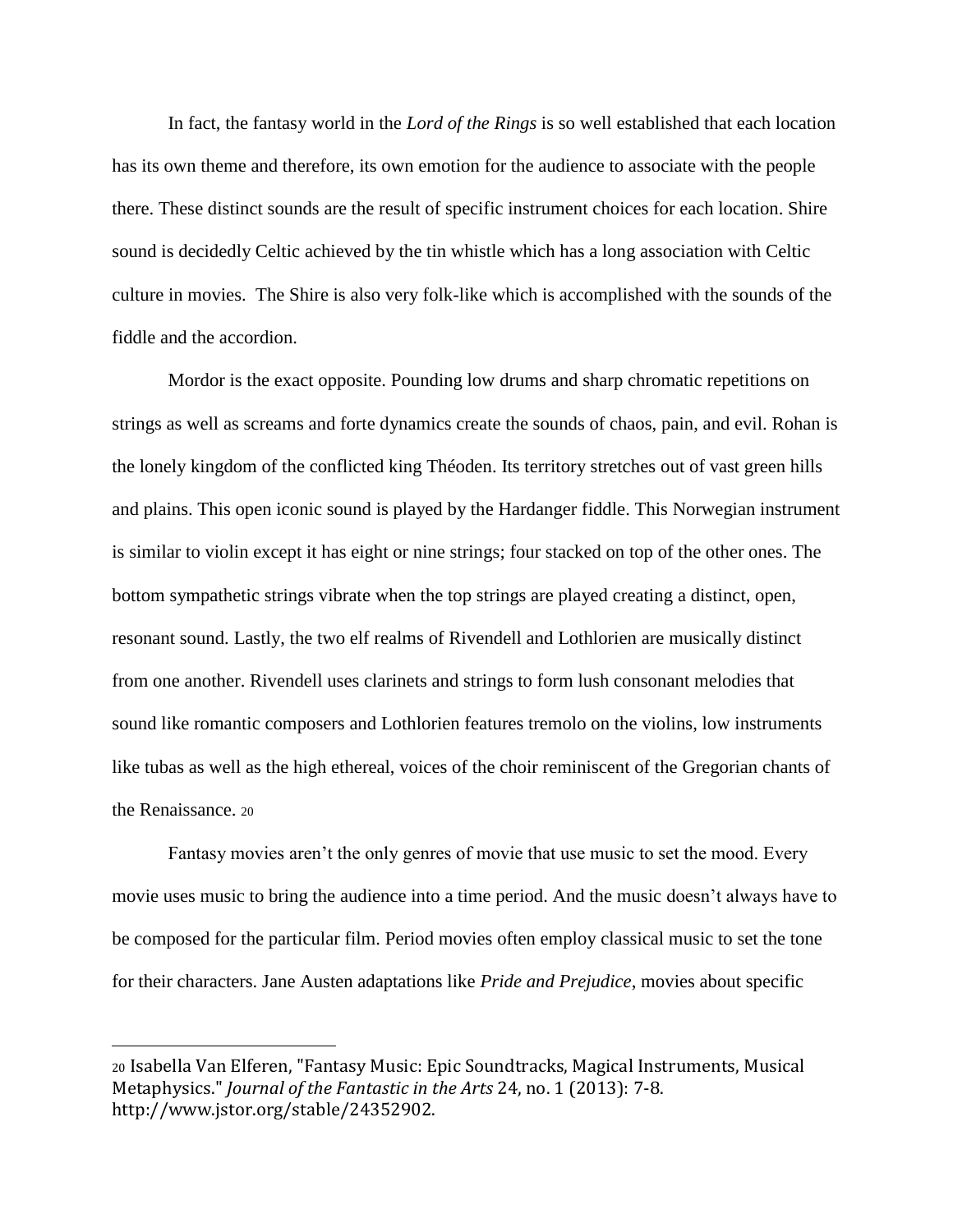In fact, the fantasy world in the *Lord of the Rings* is so well established that each location has its own theme and therefore, its own emotion for the audience to associate with the people there. These distinct sounds are the result of specific instrument choices for each location. Shire sound is decidedly Celtic achieved by the tin whistle which has a long association with Celtic culture in movies.  The Shire is also very folk-like which is accomplished with the sounds of the fiddle and the accordion.

Mordor is the exact opposite. Pounding low drums and sharp chromatic repetitions on strings as well as screams and forte dynamics create the sounds of chaos, pain, and evil. Rohan is the lonely kingdom of the conflicted king Théoden. Its territory stretches out of vast green hills and plains. This open iconic sound is played by the Hardanger fiddle. This Norwegian instrument is similar to violin except it has eight or nine strings; four stacked on top of the other ones. The bottom sympathetic strings vibrate when the top strings are played creating a distinct, open, resonant sound. Lastly, the two elf realms of Rivendell and Lothlorien are musically distinct from one another. Rivendell uses clarinets and strings to form lush consonant melodies that sound like romantic composers and Lothlorien features tremolo on the violins, low instruments like tubas as well as the high ethereal, voices of the choir reminiscent of the Gregorian chants of the Renaissance. [20]

Fantasy movies aren't the only genres of movie that use music to set the mood. Every movie uses music to bring the audience into a time period. And the music doesn't always have to be composed for the particular film. Period movies often employ classical music to set the tone for their characters. Jane Austen adaptations like *Pride and Prejudice*, movies about specific

---

[20] Isabella Van Elferen, "Fantasy Music: Epic Soundtracks, Magical Instruments, Musical Metaphysics." *Journal of the Fantastic in the Arts* 24, no. 1 (2013): 7-8. http://www.jstor.org/stable/24352902.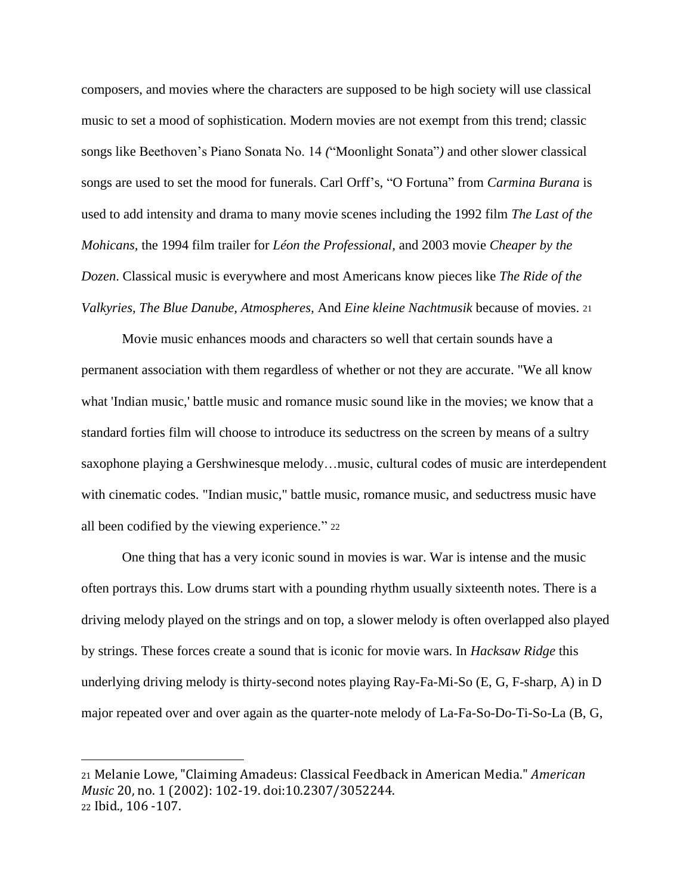composers, and movies where the characters are supposed to be high society will use classical music to set a mood of sophistication. Modern movies are not exempt from this trend; classic songs like Beethoven's Piano Sonata No. 14 *(*"Moonlight Sonata"*)* and other slower classical songs are used to set the mood for funerals. Carl Orff's, "O Fortuna" from *Carmina Burana* is used to add intensity and drama to many movie scenes including the 1992 film *The Last of the Mohicans,* the 1994 film trailer for *Léon the Professional,* and 2003 movie *Cheaper by the Dozen.* Classical music is everywhere and most Americans know pieces like *The Ride of the Valkyries, The Blue Danube, Atmospheres,* And *Eine kleine Nachtmusik* because of movies. [21]

Movie music enhances moods and characters so well that certain sounds have a permanent association with them regardless of whether or not they are accurate. "We all know what 'Indian music,' battle music and romance music sound like in the movies; we know that a standard forties film will choose to introduce its seductress on the screen by means of a sultry saxophone playing a Gershwinesque melody…music, cultural codes of music are interdependent with cinematic codes. "Indian music," battle music, romance music, and seductress music have all been codified by the viewing experience." [22]

One thing that has a very iconic sound in movies is war. War is intense and the music often portrays this. Low drums start with a pounding rhythm usually sixteenth notes. There is a driving melody played on the strings and on top, a slower melody is often overlapped also played by strings. These forces create a sound that is iconic for movie wars. In *Hacksaw Ridge* this underlying driving melody is thirty-second notes playing Ray-Fa-Mi-So (E, G, F-sharp, A) in D major repeated over and over again as the quarter-note melody of La-Fa-So-Do-Ti-So-La (B, G,

---

[21] Melanie Lowe, "Claiming Amadeus: Classical Feedback in American Media." *American Music* 20, no. 1 (2002): 102-19. doi:10.2307/3052244.

[22] Ibid., 106 -107.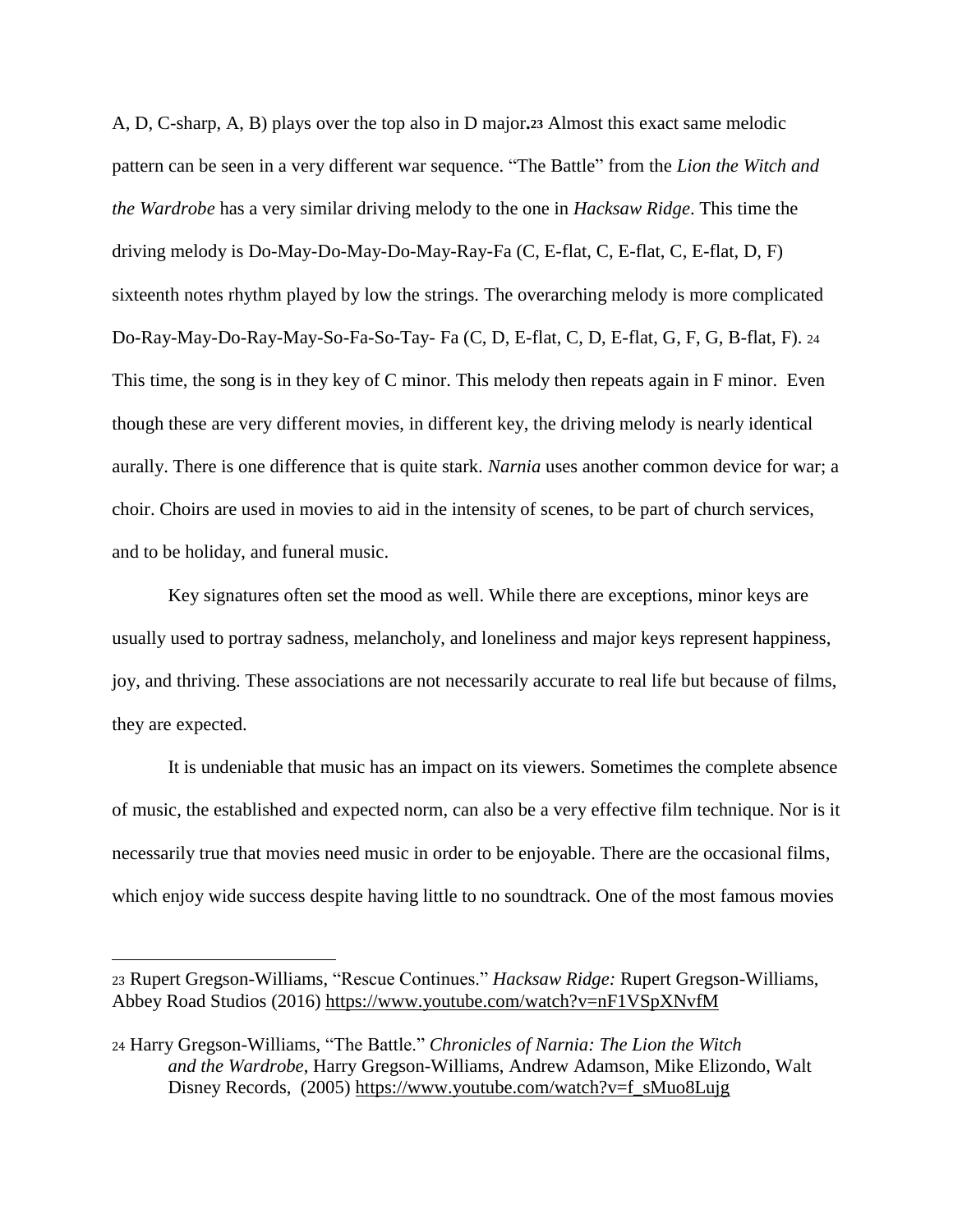A, D, C-sharp, A, B) plays over the top also in D major.[23] Almost this exact same melodic pattern can be seen in a very different war sequence. “The Battle” from the *Lion the Witch and the Wardrobe* has a very similar driving melody to the one in *Hacksaw Ridge*. This time the driving melody is Do-May-Do-May-Do-May-Ray-Fa (C, E-flat, C, E-flat, C, E-flat, D, F) sixteenth notes rhythm played by low the strings. The overarching melody is more complicated Do-Ray-May-Do-Ray-May-So-Fa-So-Tay- Fa (C, D, E-flat, C, D, E-flat, G, F, G, B-flat, F). [24] This time, the song is in they key of C minor. This melody then repeats again in F minor. Even though these are very different movies, in different key, the driving melody is nearly identical aurally. There is one difference that is quite stark. *Narnia* uses another common device for war; a choir. Choirs are used in movies to aid in the intensity of scenes, to be part of church services, and to be holiday, and funeral music.

Key signatures often set the mood as well. While there are exceptions, minor keys are usually used to portray sadness, melancholy, and loneliness and major keys represent happiness, joy, and thriving. These associations are not necessarily accurate to real life but because of films, they are expected.

It is undeniable that music has an impact on its viewers. Sometimes the complete absence of music, the established and expected norm, can also be a very effective film technique. Nor is it necessarily true that movies need music in order to be enjoyable. There are the occasional films, which enjoy wide success despite having little to no soundtrack. One of the most famous movies

---

[23] Rupert Gregson-Williams, “Rescue Continues.” *Hacksaw Ridge:* Rupert Gregson-Williams, Abbey Road Studios (2016) https://www.youtube.com/watch?v=nF1VSpXNvfM

[24] Harry Gregson-Williams, “The Battle.” *Chronicles of Narnia: The Lion the Witch and the Wardrobe*, Harry Gregson-Williams, Andrew Adamson, Mike Elizondo, Walt Disney Records, (2005) https://www.youtube.com/watch?v=f_sMuo8Lujg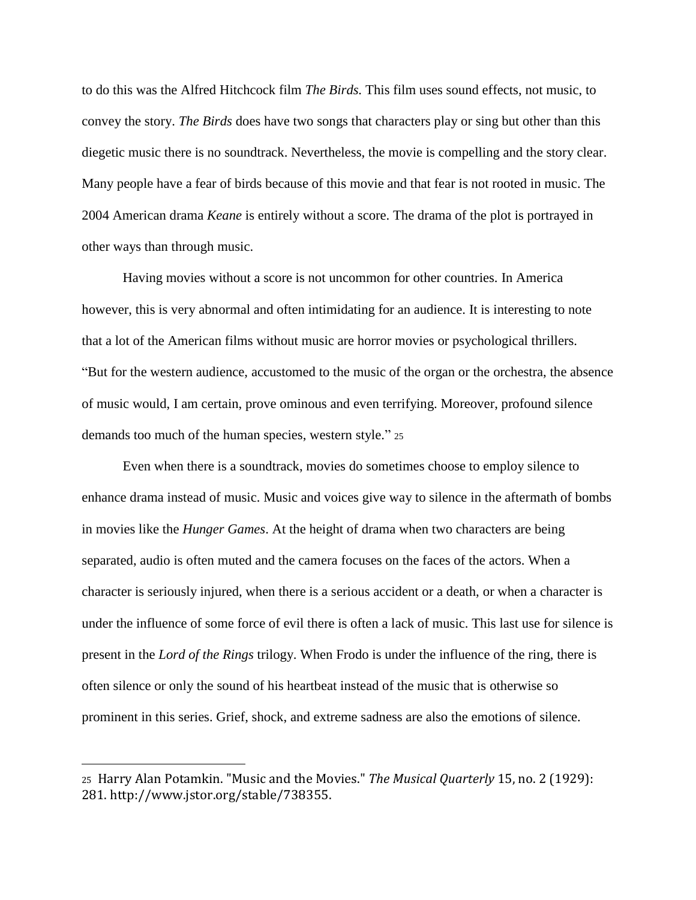to do this was the Alfred Hitchcock film *The Birds.* This film uses sound effects, not music, to convey the story. *The Birds* does have two songs that characters play or sing but other than this diegetic music there is no soundtrack. Nevertheless, the movie is compelling and the story clear. Many people have a fear of birds because of this movie and that fear is not rooted in music. The 2004 American drama *Keane* is entirely without a score. The drama of the plot is portrayed in other ways than through music.

Having movies without a score is not uncommon for other countries. In America however, this is very abnormal and often intimidating for an audience. It is interesting to note that a lot of the American films without music are horror movies or psychological thrillers. "But for the western audience, accustomed to the music of the organ or the orchestra, the absence of music would, I am certain, prove ominous and even terrifying. Moreover, profound silence demands too much of the human species, western style." [25]

Even when there is a soundtrack, movies do sometimes choose to employ silence to enhance drama instead of music. Music and voices give way to silence in the aftermath of bombs in movies like the *Hunger Games*. At the height of drama when two characters are being separated, audio is often muted and the camera focuses on the faces of the actors. When a character is seriously injured, when there is a serious accident or a death, or when a character is under the influence of some force of evil there is often a lack of music. This last use for silence is present in the *Lord of the Rings* trilogy. When Frodo is under the influence of the ring, there is often silence or only the sound of his heartbeat instead of the music that is otherwise so prominent in this series. Grief, shock, and extreme sadness are also the emotions of silence.

---

[25] Harry Alan Potamkin. "Music and the Movies." *The Musical Quarterly* 15, no. 2 (1929): 281. http://www.jstor.org/stable/738355.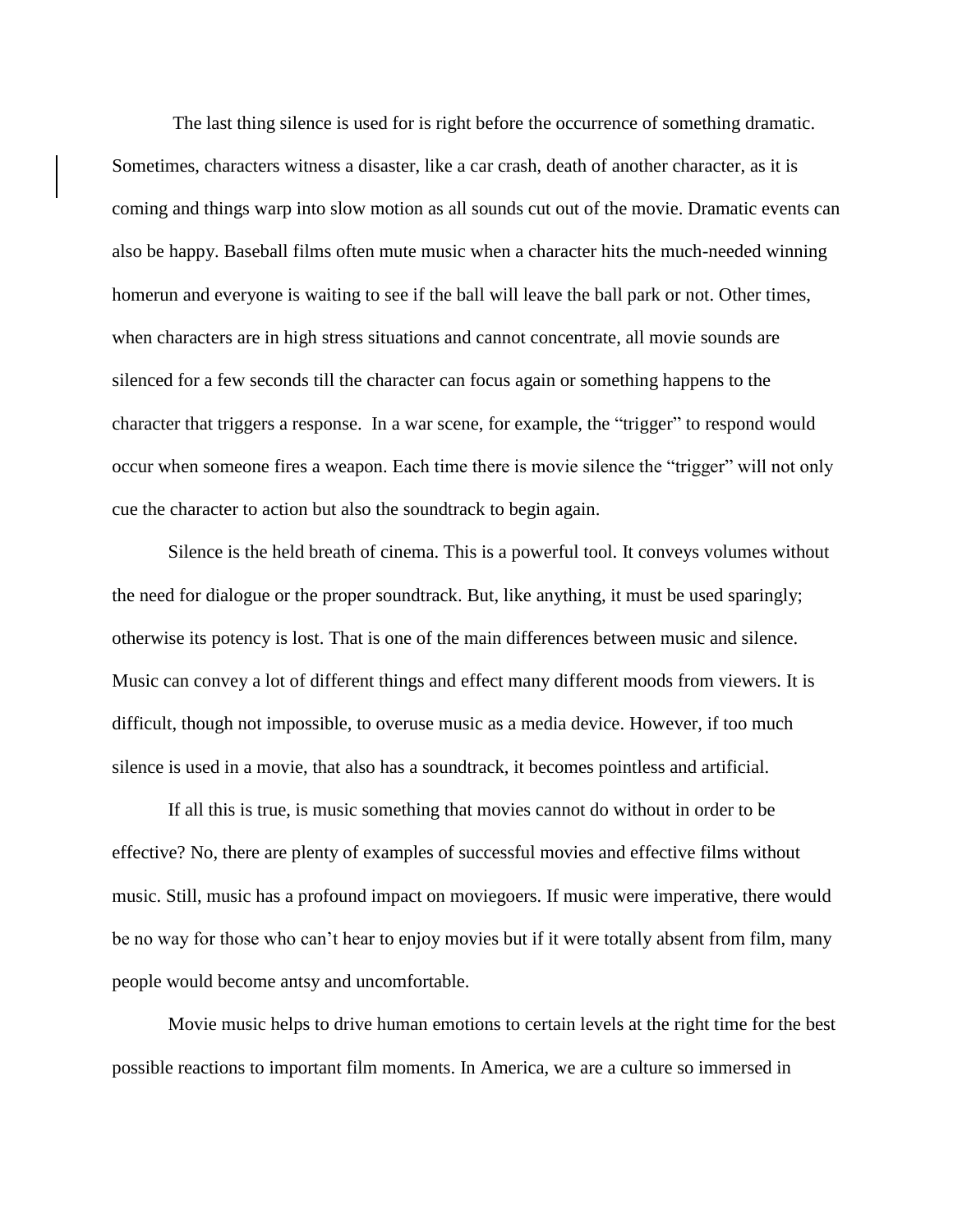The last thing silence is used for is right before the occurrence of something dramatic. Sometimes, characters witness a disaster, like a car crash, death of another character, as it is coming and things warp into slow motion as all sounds cut out of the movie. Dramatic events can also be happy. Baseball films often mute music when a character hits the much-needed winning homerun and everyone is waiting to see if the ball will leave the ball park or not. Other times, when characters are in high stress situations and cannot concentrate, all movie sounds are silenced for a few seconds till the character can focus again or something happens to the character that triggers a response. In a war scene, for example, the "trigger" to respond would occur when someone fires a weapon. Each time there is movie silence the "trigger" will not only cue the character to action but also the soundtrack to begin again.

Silence is the held breath of cinema. This is a powerful tool. It conveys volumes without the need for dialogue or the proper soundtrack. But, like anything, it must be used sparingly; otherwise its potency is lost. That is one of the main differences between music and silence. Music can convey a lot of different things and effect many different moods from viewers. It is difficult, though not impossible, to overuse music as a media device. However, if too much silence is used in a movie, that also has a soundtrack, it becomes pointless and artificial.

If all this is true, is music something that movies cannot do without in order to be effective? No, there are plenty of examples of successful movies and effective films without music. Still, music has a profound impact on moviegoers. If music were imperative, there would be no way for those who can't hear to enjoy movies but if it were totally absent from film, many people would become antsy and uncomfortable.

Movie music helps to drive human emotions to certain levels at the right time for the best possible reactions to important film moments. In America, we are a culture so immersed in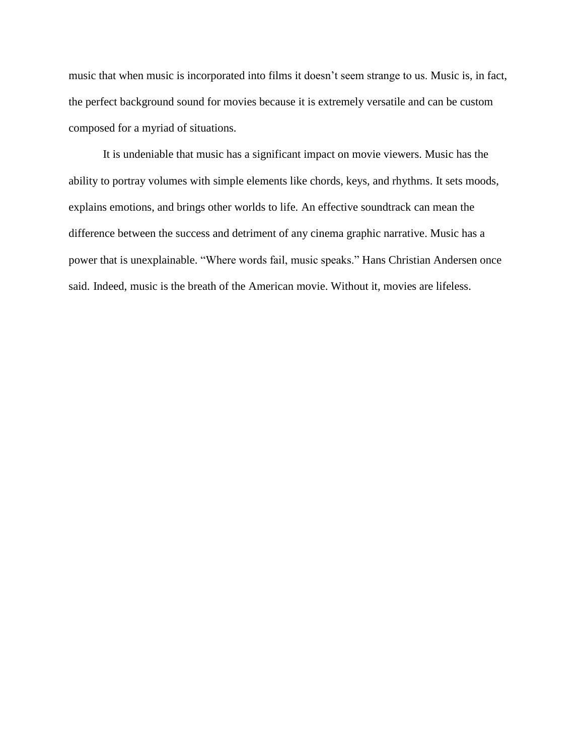music that when music is incorporated into films it doesn't seem strange to us. Music is, in fact, the perfect background sound for movies because it is extremely versatile and can be custom composed for a myriad of situations.

It is undeniable that music has a significant impact on movie viewers. Music has the ability to portray volumes with simple elements like chords, keys, and rhythms. It sets moods, explains emotions, and brings other worlds to life. An effective soundtrack can mean the difference between the success and detriment of any cinema graphic narrative. Music has a power that is unexplainable. "Where words fail, music speaks." Hans Christian Andersen once said. Indeed, music is the breath of the American movie. Without it, movies are lifeless.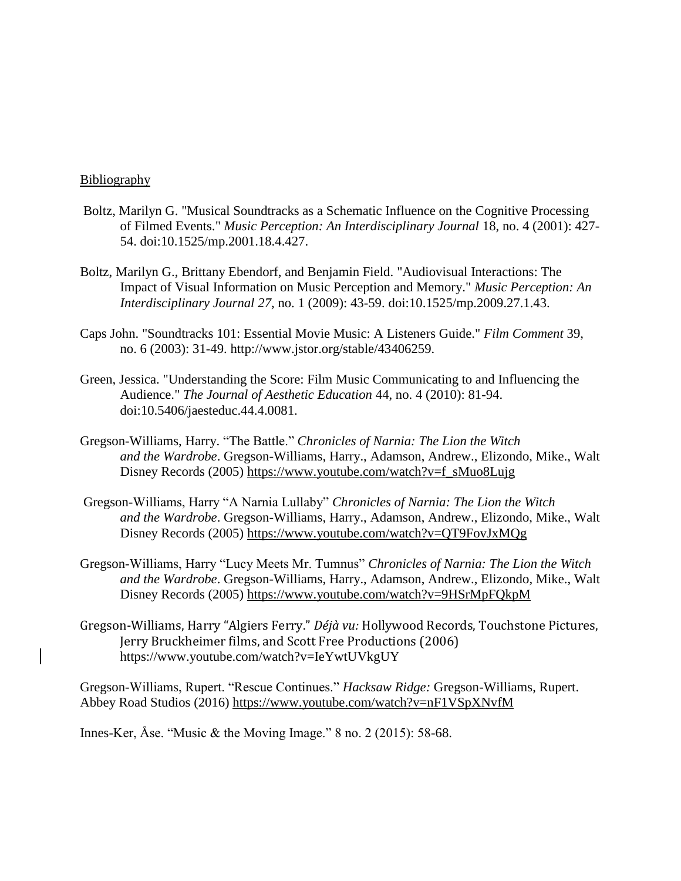Bibliography

Boltz, Marilyn G. "Musical Soundtracks as a Schematic Influence on the Cognitive Processing of Filmed Events." *Music Perception: An Interdisciplinary Journal* 18, no. 4 (2001): 427-54. doi:10.1525/mp.2001.18.4.427.

Boltz, Marilyn G., Brittany Ebendorf, and Benjamin Field. "Audiovisual Interactions: The Impact of Visual Information on Music Perception and Memory." *Music Perception: An Interdisciplinary Journal 27*, no. 1 (2009): 43-59. doi:10.1525/mp.2009.27.1.43.

Caps John. "Soundtracks 101: Essential Movie Music: A Listeners Guide." *Film Comment* 39, no. 6 (2003): 31-49. http://www.jstor.org/stable/43406259.

Green, Jessica. "Understanding the Score: Film Music Communicating to and Influencing the Audience." *The Journal of Aesthetic Education* 44, no. 4 (2010): 81-94. doi:10.5406/jaesteduc.44.4.0081.

Gregson-Williams, Harry. "The Battle." *Chronicles of Narnia: The Lion the Witch and the Wardrobe*. Gregson-Williams, Harry., Adamson, Andrew., Elizondo, Mike., Walt Disney Records (2005) https://www.youtube.com/watch?v=f_sMuo8Lujg

Gregson-Williams, Harry "A Narnia Lullaby" *Chronicles of Narnia: The Lion the Witch and the Wardrobe*. Gregson-Williams, Harry., Adamson, Andrew., Elizondo, Mike., Walt Disney Records (2005) https://www.youtube.com/watch?v=QT9FovJxMQg

Gregson-Williams, Harry "Lucy Meets Mr. Tumnus" *Chronicles of Narnia: The Lion the Witch and the Wardrobe*. Gregson-Williams, Harry., Adamson, Andrew., Elizondo, Mike., Walt Disney Records (2005) https://www.youtube.com/watch?v=9HSrMpFQkpM

Gregson-Williams, Harry "Algiers Ferry." *Déjà vu:* Hollywood Records, Touchstone Pictures, Jerry Bruckheimer films, and Scott Free Productions (2006) https://www.youtube.com/watch?v=IeYwtUVkgUY

Gregson-Williams, Rupert. "Rescue Continues." *Hacksaw Ridge:* Gregson-Williams, Rupert. Abbey Road Studios (2016) https://www.youtube.com/watch?v=nF1VSpXNvfM

Innes-Ker, Åse. "Music & the Moving Image." 8 no. 2 (2015): 58-68.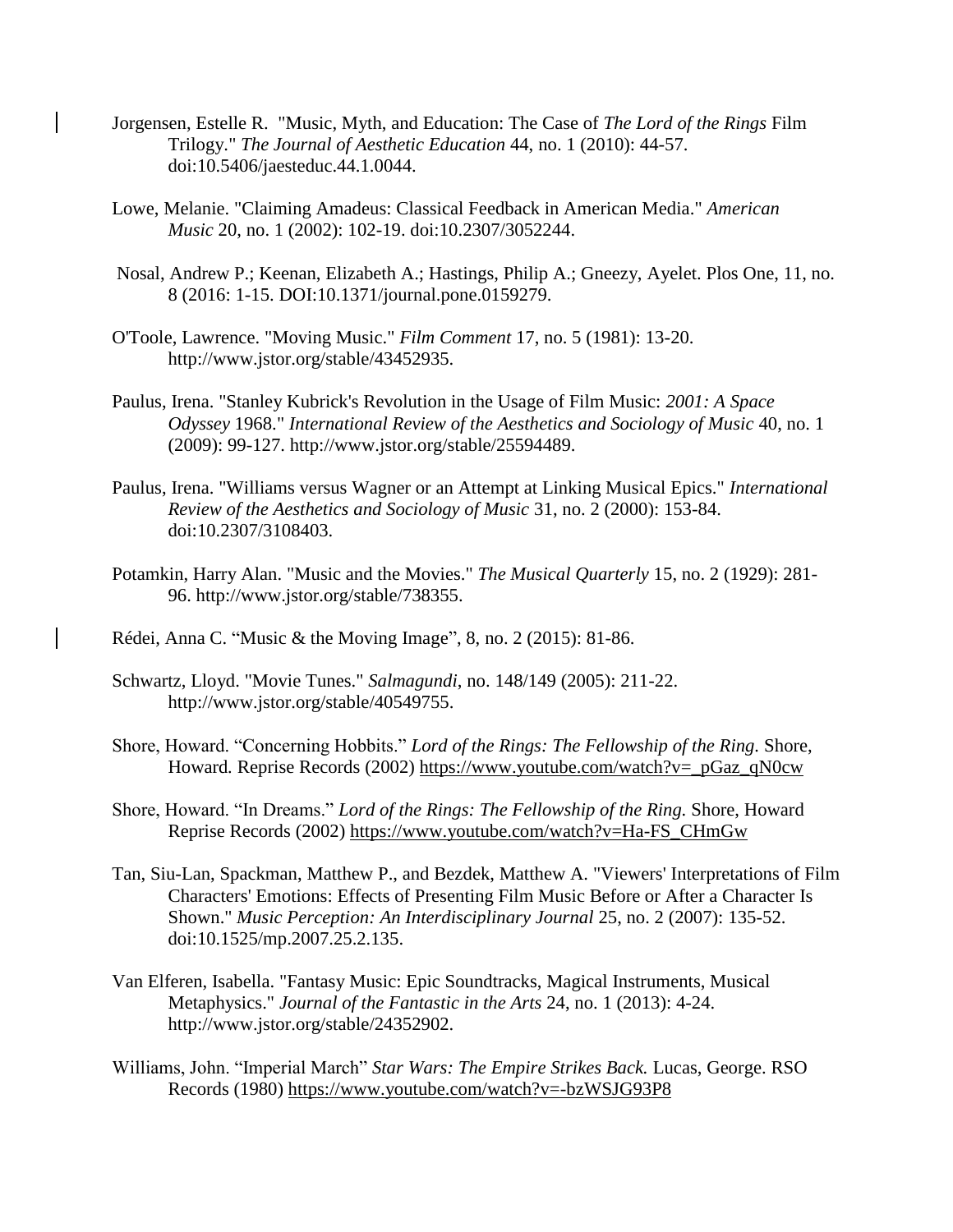Jorgensen, Estelle R. "Music, Myth, and Education: The Case of *The Lord of the Rings* Film Trilogy." *The Journal of Aesthetic Education* 44, no. 1 (2010): 44-57. doi:10.5406/jaesteduc.44.1.0044.

Lowe, Melanie. "Claiming Amadeus: Classical Feedback in American Media." *American Music* 20, no. 1 (2002): 102-19. doi:10.2307/3052244.

Nosal, Andrew P.; Keenan, Elizabeth A.; Hastings, Philip A.; Gneezy, Ayelet. Plos One, 11, no. 8 (2016: 1-15. DOI:10.1371/journal.pone.0159279.

O'Toole, Lawrence. "Moving Music." *Film Comment* 17, no. 5 (1981): 13-20. http://www.jstor.org/stable/43452935.

Paulus, Irena. "Stanley Kubrick's Revolution in the Usage of Film Music: *2001: A Space Odyssey* 1968." *International Review of the Aesthetics and Sociology of Music* 40, no. 1 (2009): 99-127. http://www.jstor.org/stable/25594489.

Paulus, Irena. "Williams versus Wagner or an Attempt at Linking Musical Epics." *International Review of the Aesthetics and Sociology of Music* 31, no. 2 (2000): 153-84. doi:10.2307/3108403.

Potamkin, Harry Alan. "Music and the Movies." *The Musical Quarterly* 15, no. 2 (1929): 281-96. http://www.jstor.org/stable/738355.

Rédei, Anna C. "Music & the Moving Image", 8, no. 2 (2015): 81-86.

Schwartz, Lloyd. "Movie Tunes." *Salmagundi*, no. 148/149 (2005): 211-22. http://www.jstor.org/stable/40549755.

Shore, Howard. "Concerning Hobbits." *Lord of the Rings: The Fellowship of the Ring.* Shore, Howard. Reprise Records (2002) https://www.youtube.com/watch?v=_pGaz_qN0cw

Shore, Howard. "In Dreams." *Lord of the Rings: The Fellowship of the Ring.* Shore, Howard Reprise Records (2002) https://www.youtube.com/watch?v=Ha-FS_CHmGw

Tan, Siu-Lan, Spackman, Matthew P., and Bezdek, Matthew A. "Viewers' Interpretations of Film Characters' Emotions: Effects of Presenting Film Music Before or After a Character Is Shown." *Music Perception: An Interdisciplinary Journal* 25, no. 2 (2007): 135-52. doi:10.1525/mp.2007.25.2.135.

Van Elferen, Isabella. "Fantasy Music: Epic Soundtracks, Magical Instruments, Musical Metaphysics." *Journal of the Fantastic in the Arts* 24, no. 1 (2013): 4-24. http://www.jstor.org/stable/24352902.

Williams, John. "Imperial March" *Star Wars: The Empire Strikes Back.* Lucas, George. RSO Records (1980) https://www.youtube.com/watch?v=-bzWSJG93P8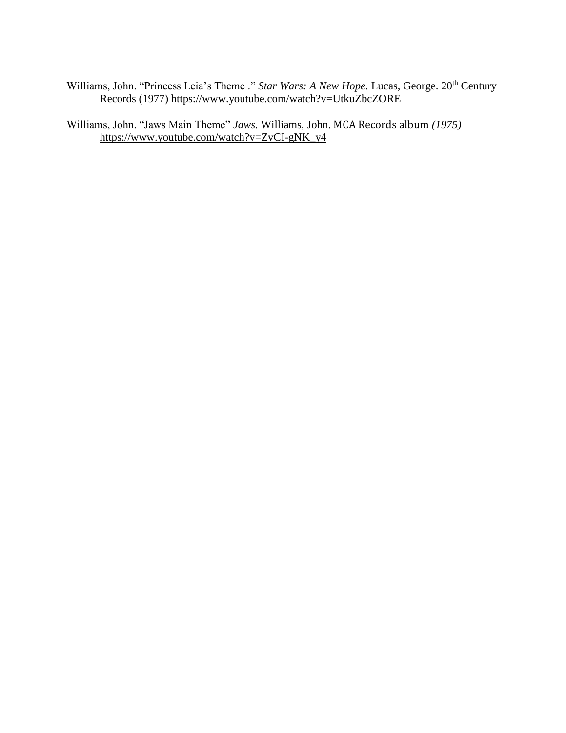Williams, John. "Princess Leia's Theme ." *Star Wars: A New Hope.* Lucas, George. 20th Century Records (1977) https://www.youtube.com/watch?v=UtkuZbcZORE

Williams, John. "Jaws Main Theme" *Jaws.* Williams, John. MCA Records album *(1975)* https://www.youtube.com/watch?v=ZvCI-gNK_y4